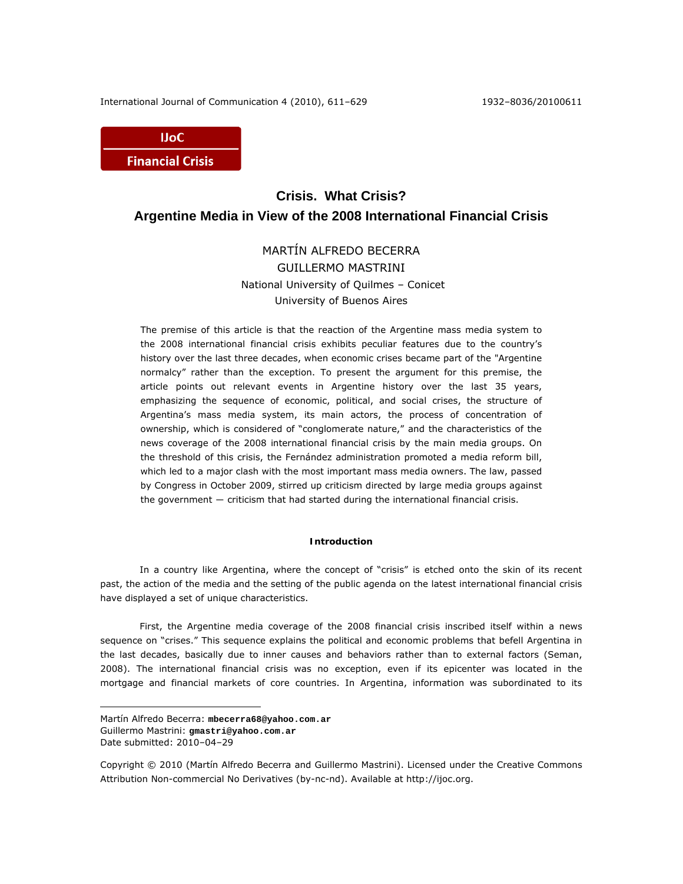IJoC
Financial Crisis

# Crisis. What Crisis?
# Argentine Media in View of the 2008 International Financial Crisis

MARTÍN ALFREDO BECERRA
GUILLERMO MASTRINI
National University of Quilmes – Conicet
University of Buenos Aires

The premise of this article is that the reaction of the Argentine mass media system to the 2008 international financial crisis exhibits peculiar features due to the country's history over the last three decades, when economic crises became part of the "Argentine normalcy" rather than the exception. To present the argument for this premise, the article points out relevant events in Argentine history over the last 35 years, emphasizing the sequence of economic, political, and social crises, the structure of Argentina's mass media system, its main actors, the process of concentration of ownership, which is considered of "conglomerate nature," and the characteristics of the news coverage of the 2008 international financial crisis by the main media groups. On the threshold of this crisis, the Fernández administration promoted a media reform bill, which led to a major clash with the most important mass media owners. The law, passed by Congress in October 2009, stirred up criticism directed by large media groups against the government — criticism that had started during the international financial crisis.

## Introduction

In a country like Argentina, where the concept of "crisis" is etched onto the skin of its recent past, the action of the media and the setting of the public agenda on the latest international financial crisis have displayed a set of unique characteristics.

First, the Argentine media coverage of the 2008 financial crisis inscribed itself within a news sequence on "crises." This sequence explains the political and economic problems that befell Argentina in the last decades, basically due to inner causes and behaviors rather than to external factors (Seman, 2008). The international financial crisis was no exception, even if its epicenter was located in the mortgage and financial markets of core countries. In Argentina, information was subordinated to its

---

Martín Alfredo Becerra: **mbecerra68@yahoo.com.ar**
Guillermo Mastrini: **gmastri@yahoo.com.ar**
Date submitted: 2010–04–29

Copyright © 2010 (Martín Alfredo Becerra and Guillermo Mastrini). Licensed under the Creative Commons Attribution Non-commercial No Derivatives (by-nc-nd). Available at http://ijoc.org.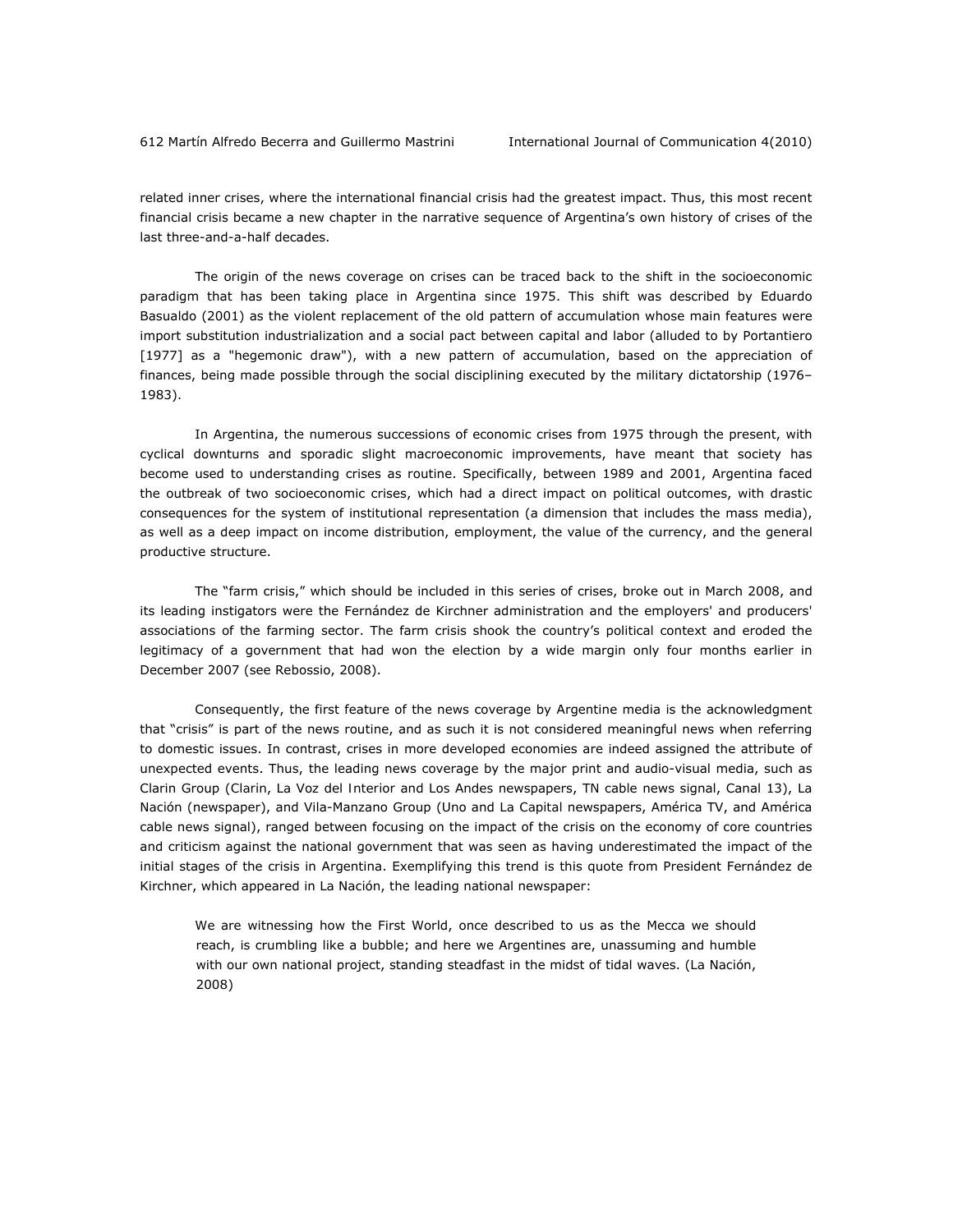related inner crises, where the international financial crisis had the greatest impact. Thus, this most recent financial crisis became a new chapter in the narrative sequence of Argentina's own history of crises of the last three-and-a-half decades.

The origin of the news coverage on crises can be traced back to the shift in the socioeconomic paradigm that has been taking place in Argentina since 1975. This shift was described by Eduardo Basualdo (2001) as the violent replacement of the old pattern of accumulation whose main features were import substitution industrialization and a social pact between capital and labor (alluded to by Portantiero [1977] as a "hegemonic draw"), with a new pattern of accumulation, based on the appreciation of finances, being made possible through the social disciplining executed by the military dictatorship (1976–1983).

In Argentina, the numerous successions of economic crises from 1975 through the present, with cyclical downturns and sporadic slight macroeconomic improvements, have meant that society has become used to understanding crises as routine. Specifically, between 1989 and 2001, Argentina faced the outbreak of two socioeconomic crises, which had a direct impact on political outcomes, with drastic consequences for the system of institutional representation (a dimension that includes the mass media), as well as a deep impact on income distribution, employment, the value of the currency, and the general productive structure.

The "farm crisis," which should be included in this series of crises, broke out in March 2008, and its leading instigators were the Fernández de Kirchner administration and the employers' and producers' associations of the farming sector. The farm crisis shook the country's political context and eroded the legitimacy of a government that had won the election by a wide margin only four months earlier in December 2007 (see Rebossio, 2008).

Consequently, the first feature of the news coverage by Argentine media is the acknowledgment that "crisis" is part of the news routine, and as such it is not considered meaningful news when referring to domestic issues. In contrast, crises in more developed economies are indeed assigned the attribute of unexpected events. Thus, the leading news coverage by the major print and audio-visual media, such as Clarin Group (Clarin, La Voz del Interior and Los Andes newspapers, TN cable news signal, Canal 13), La Nación (newspaper), and Vila-Manzano Group (Uno and La Capital newspapers, América TV, and América cable news signal), ranged between focusing on the impact of the crisis on the economy of core countries and criticism against the national government that was seen as having underestimated the impact of the initial stages of the crisis in Argentina. Exemplifying this trend is this quote from President Fernández de Kirchner, which appeared in La Nación, the leading national newspaper:

> We are witnessing how the First World, once described to us as the Mecca we should reach, is crumbling like a bubble; and here we Argentines are, unassuming and humble with our own national project, standing steadfast in the midst of tidal waves. (La Nación, 2008)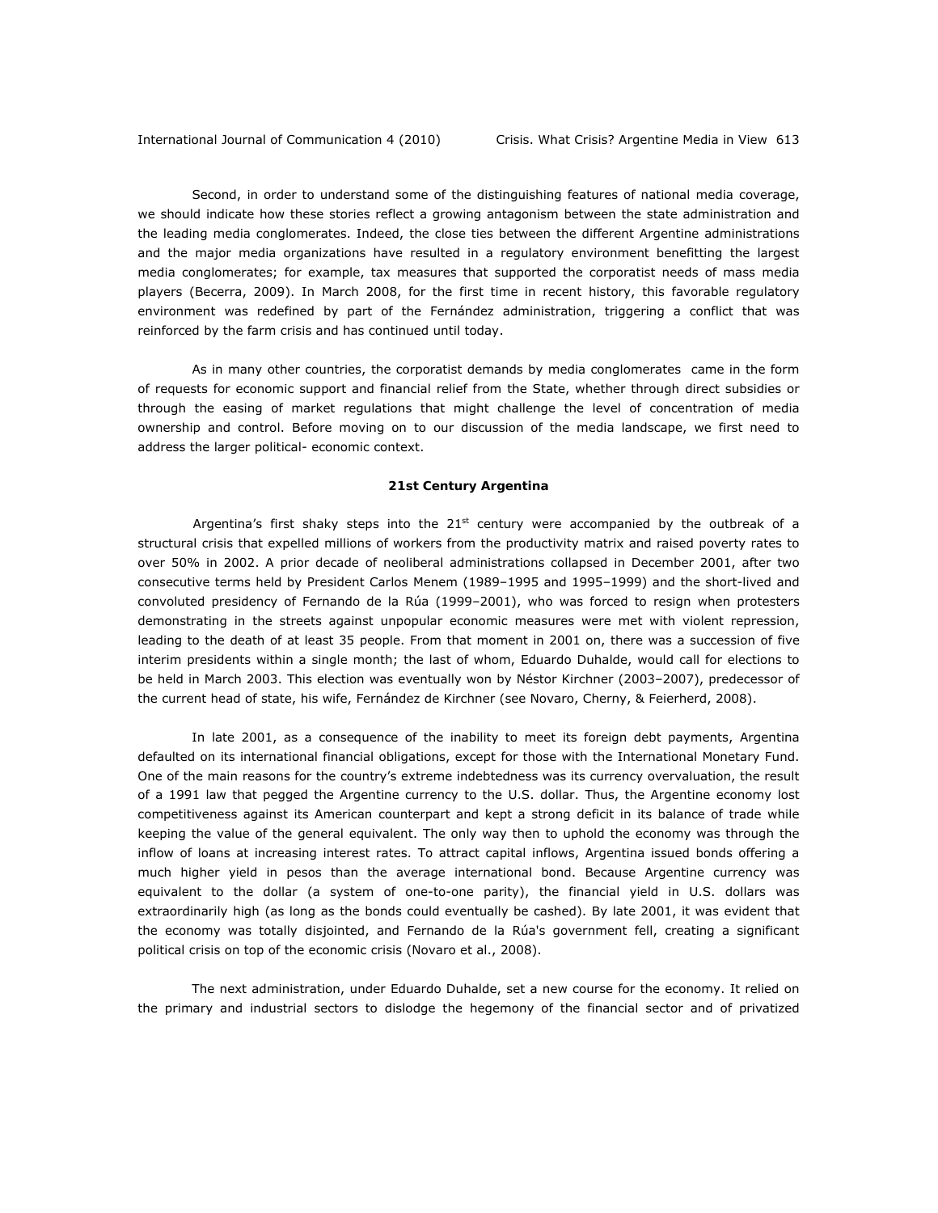Second, in order to understand some of the distinguishing features of national media coverage, we should indicate how these stories reflect a growing antagonism between the state administration and the leading media conglomerates. Indeed, the close ties between the different Argentine administrations and the major media organizations have resulted in a regulatory environment benefitting the largest media conglomerates; for example, tax measures that supported the corporatist needs of mass media players (Becerra, 2009). In March 2008, for the first time in recent history, this favorable regulatory environment was redefined by part of the Fernández administration, triggering a conflict that was reinforced by the farm crisis and has continued until today.

As in many other countries, the corporatist demands by media conglomerates came in the form of requests for economic support and financial relief from the State, whether through direct subsidies or through the easing of market regulations that might challenge the level of concentration of media ownership and control. Before moving on to our discussion of the media landscape, we first need to address the larger political- economic context.

### 21st Century Argentina

Argentina's first shaky steps into the 21st century were accompanied by the outbreak of a structural crisis that expelled millions of workers from the productivity matrix and raised poverty rates to over 50% in 2002. A prior decade of neoliberal administrations collapsed in December 2001, after two consecutive terms held by President Carlos Menem (1989–1995 and 1995–1999) and the short-lived and convoluted presidency of Fernando de la Rúa (1999–2001), who was forced to resign when protesters demonstrating in the streets against unpopular economic measures were met with violent repression, leading to the death of at least 35 people. From that moment in 2001 on, there was a succession of five interim presidents within a single month; the last of whom, Eduardo Duhalde, would call for elections to be held in March 2003. This election was eventually won by Néstor Kirchner (2003–2007), predecessor of the current head of state, his wife, Fernández de Kirchner (see Novaro, Cherny, & Feierherd, 2008).

In late 2001, as a consequence of the inability to meet its foreign debt payments, Argentina defaulted on its international financial obligations, except for those with the International Monetary Fund. One of the main reasons for the country's extreme indebtedness was its currency overvaluation, the result of a 1991 law that pegged the Argentine currency to the U.S. dollar. Thus, the Argentine economy lost competitiveness against its American counterpart and kept a strong deficit in its balance of trade while keeping the value of the general equivalent. The only way then to uphold the economy was through the inflow of loans at increasing interest rates. To attract capital inflows, Argentina issued bonds offering a much higher yield in pesos than the average international bond. Because Argentine currency was equivalent to the dollar (a system of one-to-one parity), the financial yield in U.S. dollars was extraordinarily high (as long as the bonds could eventually be cashed). By late 2001, it was evident that the economy was totally disjointed, and Fernando de la Rúa's government fell, creating a significant political crisis on top of the economic crisis (Novaro et al., 2008).

The next administration, under Eduardo Duhalde, set a new course for the economy. It relied on the primary and industrial sectors to dislodge the hegemony of the financial sector and of privatized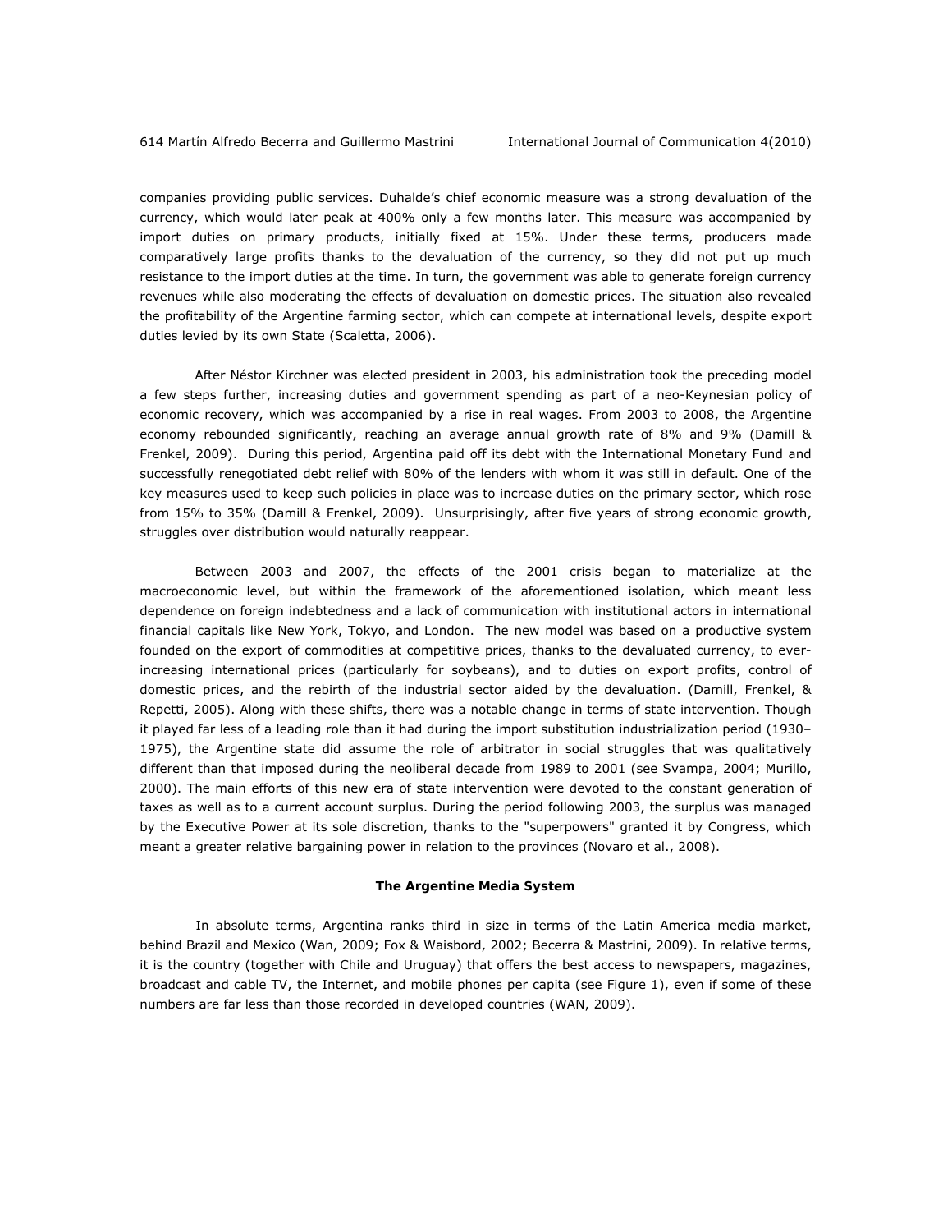companies providing public services. Duhalde's chief economic measure was a strong devaluation of the currency, which would later peak at 400% only a few months later. This measure was accompanied by import duties on primary products, initially fixed at 15%. Under these terms, producers made comparatively large profits thanks to the devaluation of the currency, so they did not put up much resistance to the import duties at the time. In turn, the government was able to generate foreign currency revenues while also moderating the effects of devaluation on domestic prices. The situation also revealed the profitability of the Argentine farming sector, which can compete at international levels, despite export duties levied by its own State (Scaletta, 2006).

After Néstor Kirchner was elected president in 2003, his administration took the preceding model a few steps further, increasing duties and government spending as part of a neo-Keynesian policy of economic recovery, which was accompanied by a rise in real wages. From 2003 to 2008, the Argentine economy rebounded significantly, reaching an average annual growth rate of 8% and 9% (Damill & Frenkel, 2009). During this period, Argentina paid off its debt with the International Monetary Fund and successfully renegotiated debt relief with 80% of the lenders with whom it was still in default. One of the key measures used to keep such policies in place was to increase duties on the primary sector, which rose from 15% to 35% (Damill & Frenkel, 2009). Unsurprisingly, after five years of strong economic growth, struggles over distribution would naturally reappear.

Between 2003 and 2007, the effects of the 2001 crisis began to materialize at the macroeconomic level, but within the framework of the aforementioned isolation, which meant less dependence on foreign indebtedness and a lack of communication with institutional actors in international financial capitals like New York, Tokyo, and London. The new model was based on a productive system founded on the export of commodities at competitive prices, thanks to the devaluated currency, to ever-increasing international prices (particularly for soybeans), and to duties on export profits, control of domestic prices, and the rebirth of the industrial sector aided by the devaluation. (Damill, Frenkel, & Repetti, 2005). Along with these shifts, there was a notable change in terms of state intervention. Though it played far less of a leading role than it had during the import substitution industrialization period (1930–1975), the Argentine state did assume the role of arbitrator in social struggles that was qualitatively different than that imposed during the neoliberal decade from 1989 to 2001 (see Svampa, 2004; Murillo, 2000). The main efforts of this new era of state intervention were devoted to the constant generation of taxes as well as to a current account surplus. During the period following 2003, the surplus was managed by the Executive Power at its sole discretion, thanks to the "superpowers" granted it by Congress, which meant a greater relative bargaining power in relation to the provinces (Novaro et al., 2008).

## The Argentine Media System

In absolute terms, Argentina ranks third in size in terms of the Latin America media market, behind Brazil and Mexico (Wan, 2009; Fox & Waisbord, 2002; Becerra & Mastrini, 2009). In relative terms, it is the country (together with Chile and Uruguay) that offers the best access to newspapers, magazines, broadcast and cable TV, the Internet, and mobile phones per capita (see Figure 1), even if some of these numbers are far less than those recorded in developed countries (WAN, 2009).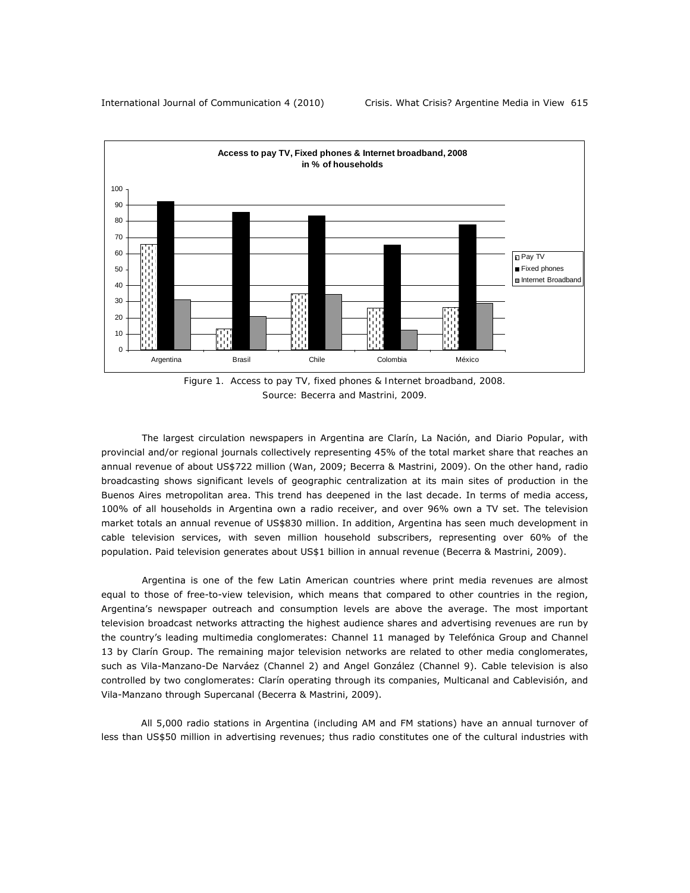Figure 1. Access to pay TV, fixed phones & Internet broadband, 2008.
Source: Becerra and Mastrini, 2009.

The largest circulation newspapers in Argentina are Clarín, La Nación, and Diario Popular, with provincial and/or regional journals collectively representing 45% of the total market share that reaches an annual revenue of about US$722 million (Wan, 2009; Becerra & Mastrini, 2009). On the other hand, radio broadcasting shows significant levels of geographic centralization at its main sites of production in the Buenos Aires metropolitan area. This trend has deepened in the last decade. In terms of media access, 100% of all households in Argentina own a radio receiver, and over 96% own a TV set. The television market totals an annual revenue of US$830 million. In addition, Argentina has seen much development in cable television services, with seven million household subscribers, representing over 60% of the population. Paid television generates about US$1 billion in annual revenue (Becerra & Mastrini, 2009).

Argentina is one of the few Latin American countries where print media revenues are almost equal to those of free-to-view television, which means that compared to other countries in the region, Argentina's newspaper outreach and consumption levels are above the average. The most important television broadcast networks attracting the highest audience shares and advertising revenues are run by the country's leading multimedia conglomerates: Channel 11 managed by Telefónica Group and Channel 13 by Clarín Group. The remaining major television networks are related to other media conglomerates, such as Vila-Manzano-De Narváez (Channel 2) and Angel González (Channel 9). Cable television is also controlled by two conglomerates: Clarín operating through its companies, Multicanal and Cablevisión, and Vila-Manzano through Supercanal (Becerra & Mastrini, 2009).

All 5,000 radio stations in Argentina (including AM and FM stations) have an annual turnover of less than US$50 million in advertising revenues; thus radio constitutes one of the cultural industries with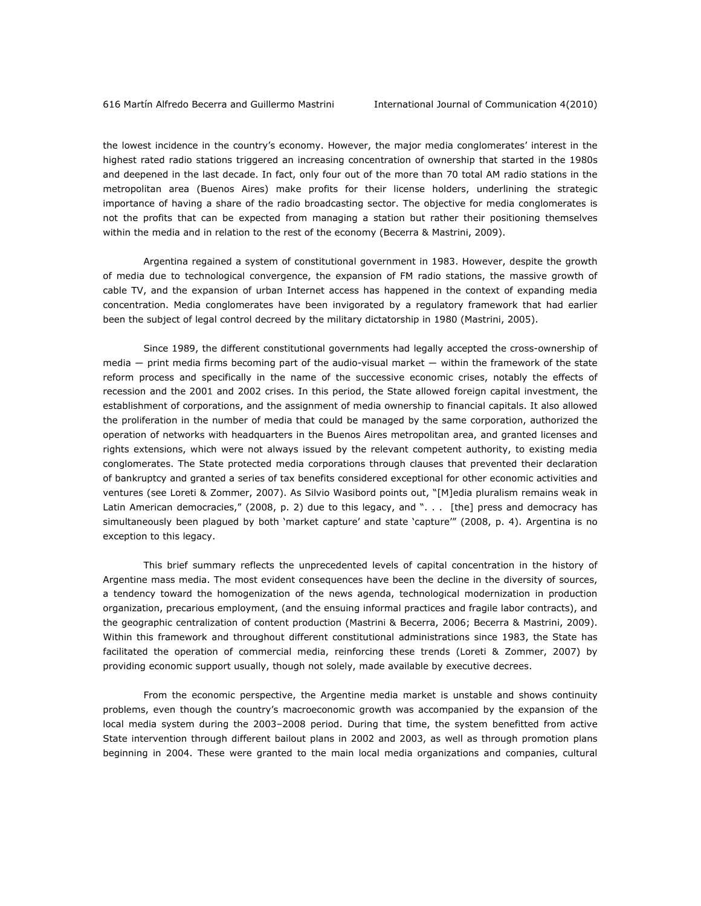the lowest incidence in the country's economy. However, the major media conglomerates' interest in the highest rated radio stations triggered an increasing concentration of ownership that started in the 1980s and deepened in the last decade. In fact, only four out of the more than 70 total AM radio stations in the metropolitan area (Buenos Aires) make profits for their license holders, underlining the strategic importance of having a share of the radio broadcasting sector. The objective for media conglomerates is not the profits that can be expected from managing a station but rather their positioning themselves within the media and in relation to the rest of the economy (Becerra & Mastrini, 2009).

Argentina regained a system of constitutional government in 1983. However, despite the growth of media due to technological convergence, the expansion of FM radio stations, the massive growth of cable TV, and the expansion of urban Internet access has happened in the context of expanding media concentration. Media conglomerates have been invigorated by a regulatory framework that had earlier been the subject of legal control decreed by the military dictatorship in 1980 (Mastrini, 2005).

Since 1989, the different constitutional governments had legally accepted the cross-ownership of media — print media firms becoming part of the audio-visual market — within the framework of the state reform process and specifically in the name of the successive economic crises, notably the effects of recession and the 2001 and 2002 crises. In this period, the State allowed foreign capital investment, the establishment of corporations, and the assignment of media ownership to financial capitals. It also allowed the proliferation in the number of media that could be managed by the same corporation, authorized the operation of networks with headquarters in the Buenos Aires metropolitan area, and granted licenses and rights extensions, which were not always issued by the relevant competent authority, to existing media conglomerates. The State protected media corporations through clauses that prevented their declaration of bankruptcy and granted a series of tax benefits considered exceptional for other economic activities and ventures (see Loreti & Zommer, 2007). As Silvio Wasibord points out, "[M]edia pluralism remains weak in Latin American democracies," (2008, p. 2) due to this legacy, and ". . . [the] press and democracy has simultaneously been plagued by both 'market capture' and state 'capture'" (2008, p. 4). Argentina is no exception to this legacy.

This brief summary reflects the unprecedented levels of capital concentration in the history of Argentine mass media. The most evident consequences have been the decline in the diversity of sources, a tendency toward the homogenization of the news agenda, technological modernization in production organization, precarious employment, (and the ensuing informal practices and fragile labor contracts), and the geographic centralization of content production (Mastrini & Becerra, 2006; Becerra & Mastrini, 2009). Within this framework and throughout different constitutional administrations since 1983, the State has facilitated the operation of commercial media, reinforcing these trends (Loreti & Zommer, 2007) by providing economic support usually, though not solely, made available by executive decrees.

From the economic perspective, the Argentine media market is unstable and shows continuity problems, even though the country's macroeconomic growth was accompanied by the expansion of the local media system during the 2003–2008 period. During that time, the system benefitted from active State intervention through different bailout plans in 2002 and 2003, as well as through promotion plans beginning in 2004. These were granted to the main local media organizations and companies, cultural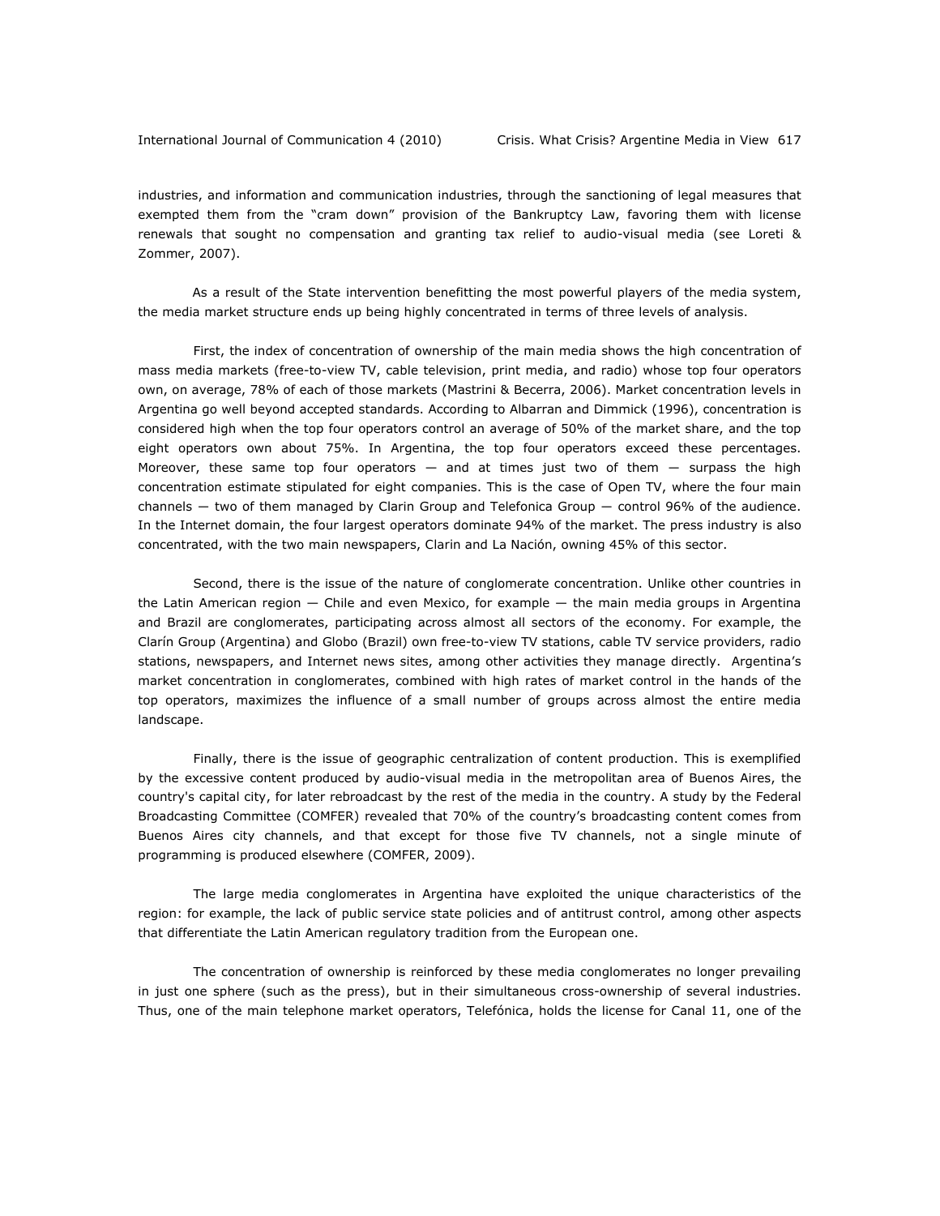industries, and information and communication industries, through the sanctioning of legal measures that exempted them from the "cram down" provision of the Bankruptcy Law, favoring them with license renewals that sought no compensation and granting tax relief to audio-visual media (see Loreti & Zommer, 2007).

As a result of the State intervention benefitting the most powerful players of the media system, the media market structure ends up being highly concentrated in terms of three levels of analysis.

First, the index of concentration of ownership of the main media shows the high concentration of mass media markets (free-to-view TV, cable television, print media, and radio) whose top four operators own, on average, 78% of each of those markets (Mastrini & Becerra, 2006). Market concentration levels in Argentina go well beyond accepted standards. According to Albarran and Dimmick (1996), concentration is considered high when the top four operators control an average of 50% of the market share, and the top eight operators own about 75%. In Argentina, the top four operators exceed these percentages. Moreover, these same top four operators — and at times just two of them — surpass the high concentration estimate stipulated for eight companies. This is the case of Open TV, where the four main channels — two of them managed by Clarin Group and Telefonica Group — control 96% of the audience. In the Internet domain, the four largest operators dominate 94% of the market. The press industry is also concentrated, with the two main newspapers, Clarin and La Nación, owning 45% of this sector.

Second, there is the issue of the nature of conglomerate concentration. Unlike other countries in the Latin American region — Chile and even Mexico, for example — the main media groups in Argentina and Brazil are conglomerates, participating across almost all sectors of the economy. For example, the Clarín Group (Argentina) and Globo (Brazil) own free-to-view TV stations, cable TV service providers, radio stations, newspapers, and Internet news sites, among other activities they manage directly. Argentina's market concentration in conglomerates, combined with high rates of market control in the hands of the top operators, maximizes the influence of a small number of groups across almost the entire media landscape.

Finally, there is the issue of geographic centralization of content production. This is exemplified by the excessive content produced by audio-visual media in the metropolitan area of Buenos Aires, the country's capital city, for later rebroadcast by the rest of the media in the country. A study by the Federal Broadcasting Committee (COMFER) revealed that 70% of the country's broadcasting content comes from Buenos Aires city channels, and that except for those five TV channels, not a single minute of programming is produced elsewhere (COMFER, 2009).

The large media conglomerates in Argentina have exploited the unique characteristics of the region: for example, the lack of public service state policies and of antitrust control, among other aspects that differentiate the Latin American regulatory tradition from the European one.

The concentration of ownership is reinforced by these media conglomerates no longer prevailing in just one sphere (such as the press), but in their simultaneous cross-ownership of several industries. Thus, one of the main telephone market operators, Telefónica, holds the license for Canal 11, one of the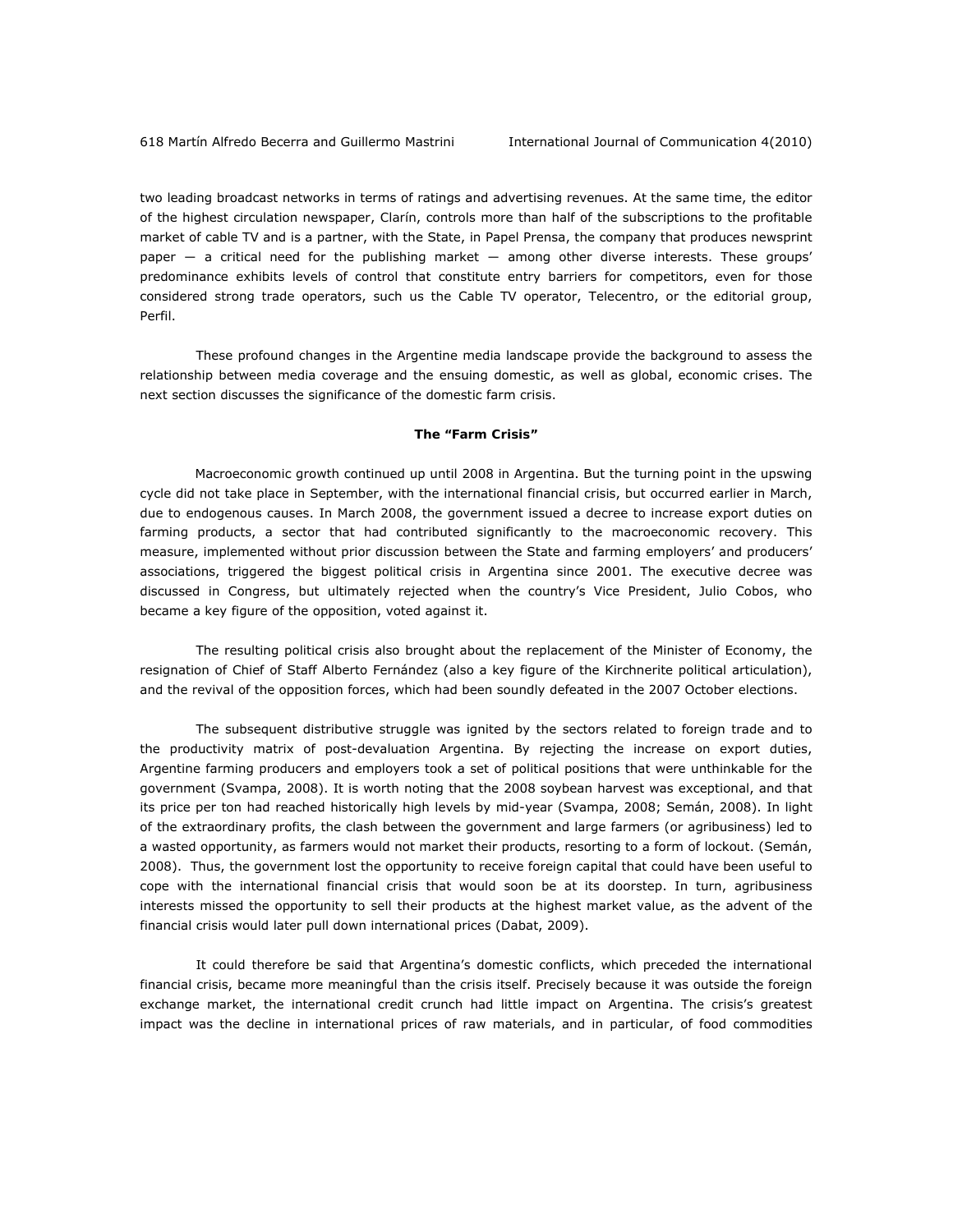two leading broadcast networks in terms of ratings and advertising revenues. At the same time, the editor of the highest circulation newspaper, Clarín, controls more than half of the subscriptions to the profitable market of cable TV and is a partner, with the State, in Papel Prensa, the company that produces newsprint paper — a critical need for the publishing market — among other diverse interests. These groups' predominance exhibits levels of control that constitute entry barriers for competitors, even for those considered strong trade operators, such us the Cable TV operator, Telecentro, or the editorial group, Perfil.

These profound changes in the Argentine media landscape provide the background to assess the relationship between media coverage and the ensuing domestic, as well as global, economic crises. The next section discusses the significance of the domestic farm crisis.

## The "Farm Crisis"

Macroeconomic growth continued up until 2008 in Argentina. But the turning point in the upswing cycle did not take place in September, with the international financial crisis, but occurred earlier in March, due to endogenous causes. In March 2008, the government issued a decree to increase export duties on farming products, a sector that had contributed significantly to the macroeconomic recovery. This measure, implemented without prior discussion between the State and farming employers' and producers' associations, triggered the biggest political crisis in Argentina since 2001. The executive decree was discussed in Congress, but ultimately rejected when the country's Vice President, Julio Cobos, who became a key figure of the opposition, voted against it.

The resulting political crisis also brought about the replacement of the Minister of Economy, the resignation of Chief of Staff Alberto Fernández (also a key figure of the Kirchnerite political articulation), and the revival of the opposition forces, which had been soundly defeated in the 2007 October elections.

The subsequent distributive struggle was ignited by the sectors related to foreign trade and to the productivity matrix of post-devaluation Argentina. By rejecting the increase on export duties, Argentine farming producers and employers took a set of political positions that were unthinkable for the government (Svampa, 2008). It is worth noting that the 2008 soybean harvest was exceptional, and that its price per ton had reached historically high levels by mid-year (Svampa, 2008; Semán, 2008). In light of the extraordinary profits, the clash between the government and large farmers (or agribusiness) led to a wasted opportunity, as farmers would not market their products, resorting to a form of lockout. (Semán, 2008). Thus, the government lost the opportunity to receive foreign capital that could have been useful to cope with the international financial crisis that would soon be at its doorstep. In turn, agribusiness interests missed the opportunity to sell their products at the highest market value, as the advent of the financial crisis would later pull down international prices (Dabat, 2009).

It could therefore be said that Argentina's domestic conflicts, which preceded the international financial crisis, became more meaningful than the crisis itself. Precisely because it was outside the foreign exchange market, the international credit crunch had little impact on Argentina. The crisis's greatest impact was the decline in international prices of raw materials, and in particular, of food commodities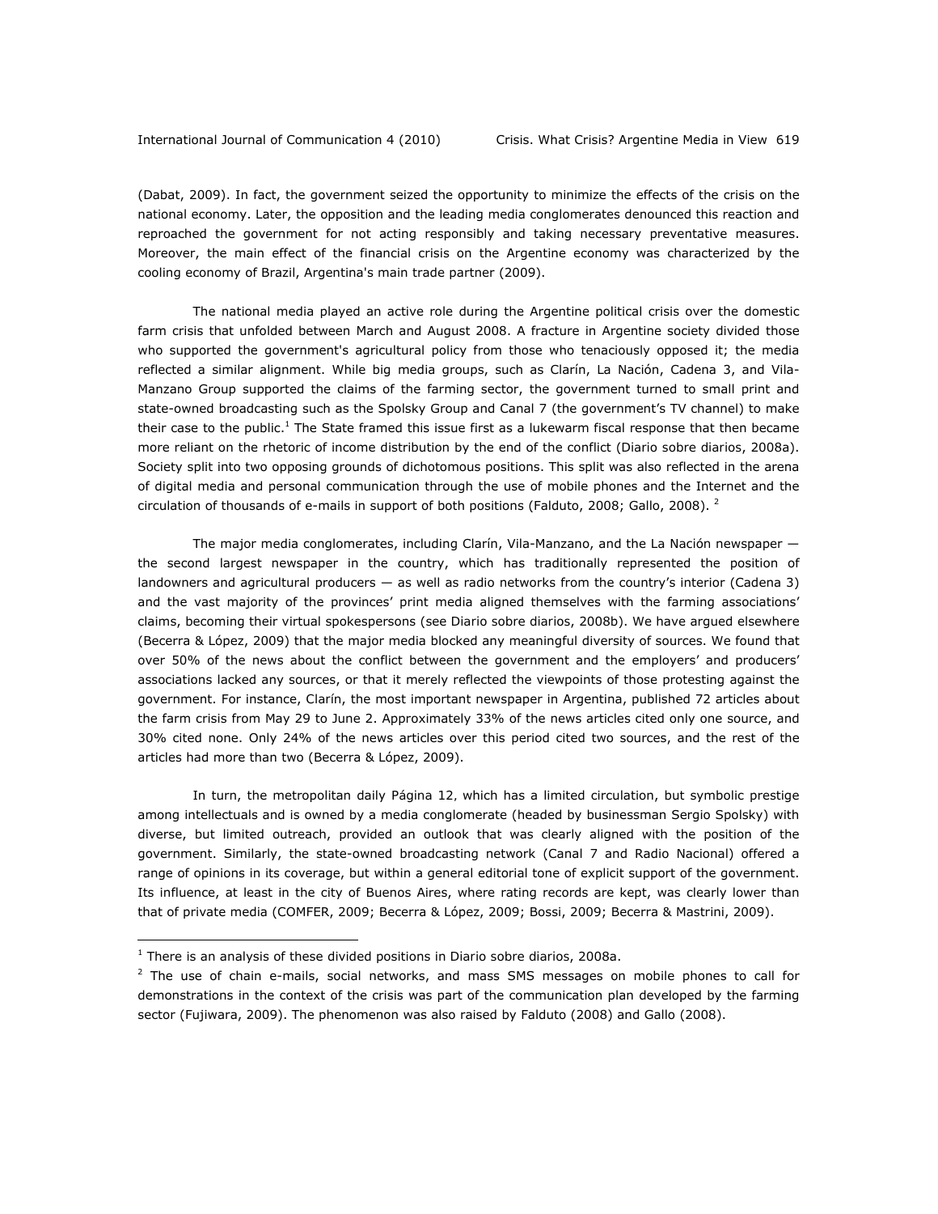(Dabat, 2009). In fact, the government seized the opportunity to minimize the effects of the crisis on the national economy. Later, the opposition and the leading media conglomerates denounced this reaction and reproached the government for not acting responsibly and taking necessary preventative measures. Moreover, the main effect of the financial crisis on the Argentine economy was characterized by the cooling economy of Brazil, Argentina's main trade partner (2009).

The national media played an active role during the Argentine political crisis over the domestic farm crisis that unfolded between March and August 2008. A fracture in Argentine society divided those who supported the government's agricultural policy from those who tenaciously opposed it; the media reflected a similar alignment. While big media groups, such as Clarín, La Nación, Cadena 3, and Vila-Manzano Group supported the claims of the farming sector, the government turned to small print and state-owned broadcasting such as the Spolsky Group and Canal 7 (the government's TV channel) to make their case to the public.[1] The State framed this issue first as a lukewarm fiscal response that then became more reliant on the rhetoric of income distribution by the end of the conflict (Diario sobre diarios, 2008a). Society split into two opposing grounds of dichotomous positions. This split was also reflected in the arena of digital media and personal communication through the use of mobile phones and the Internet and the circulation of thousands of e-mails in support of both positions (Falduto, 2008; Gallo, 2008).[2]

The major media conglomerates, including Clarín, Vila-Manzano, and the La Nación newspaper — the second largest newspaper in the country, which has traditionally represented the position of landowners and agricultural producers — as well as radio networks from the country's interior (Cadena 3) and the vast majority of the provinces' print media aligned themselves with the farming associations' claims, becoming their virtual spokespersons (see Diario sobre diarios, 2008b). We have argued elsewhere (Becerra & López, 2009) that the major media blocked any meaningful diversity of sources. We found that over 50% of the news about the conflict between the government and the employers' and producers' associations lacked any sources, or that it merely reflected the viewpoints of those protesting against the government. For instance, Clarín, the most important newspaper in Argentina, published 72 articles about the farm crisis from May 29 to June 2. Approximately 33% of the news articles cited only one source, and 30% cited none. Only 24% of the news articles over this period cited two sources, and the rest of the articles had more than two (Becerra & López, 2009).

In turn, the metropolitan daily Página 12, which has a limited circulation, but symbolic prestige among intellectuals and is owned by a media conglomerate (headed by businessman Sergio Spolsky) with diverse, but limited outreach, provided an outlook that was clearly aligned with the position of the government. Similarly, the state-owned broadcasting network (Canal 7 and Radio Nacional) offered a range of opinions in its coverage, but within a general editorial tone of explicit support of the government. Its influence, at least in the city of Buenos Aires, where rating records are kept, was clearly lower than that of private media (COMFER, 2009; Becerra & López, 2009; Bossi, 2009; Becerra & Mastrini, 2009).

---

[1] There is an analysis of these divided positions in Diario sobre diarios, 2008a.

[2] The use of chain e-mails, social networks, and mass SMS messages on mobile phones to call for demonstrations in the context of the crisis was part of the communication plan developed by the farming sector (Fujiwara, 2009). The phenomenon was also raised by Falduto (2008) and Gallo (2008).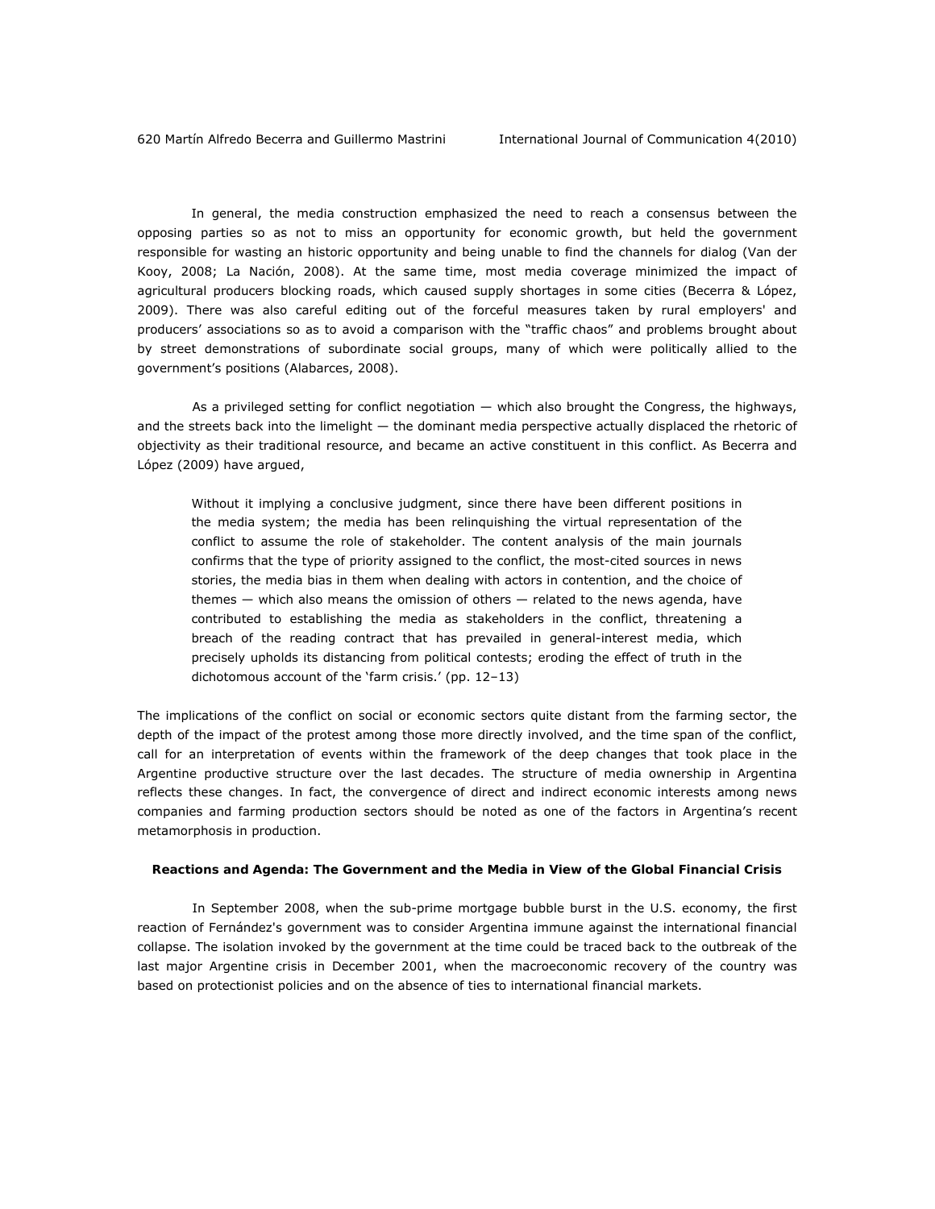In general, the media construction emphasized the need to reach a consensus between the opposing parties so as not to miss an opportunity for economic growth, but held the government responsible for wasting an historic opportunity and being unable to find the channels for dialog (Van der Kooy, 2008; La Nación, 2008). At the same time, most media coverage minimized the impact of agricultural producers blocking roads, which caused supply shortages in some cities (Becerra & López, 2009). There was also careful editing out of the forceful measures taken by rural employers' and producers' associations so as to avoid a comparison with the "traffic chaos" and problems brought about by street demonstrations of subordinate social groups, many of which were politically allied to the government's positions (Alabarces, 2008).

As a privileged setting for conflict negotiation — which also brought the Congress, the highways, and the streets back into the limelight — the dominant media perspective actually displaced the rhetoric of objectivity as their traditional resource, and became an active constituent in this conflict. As Becerra and López (2009) have argued,

> Without it implying a conclusive judgment, since there have been different positions in the media system; the media has been relinquishing the virtual representation of the conflict to assume the role of stakeholder. The content analysis of the main journals confirms that the type of priority assigned to the conflict, the most-cited sources in news stories, the media bias in them when dealing with actors in contention, and the choice of themes — which also means the omission of others — related to the news agenda, have contributed to establishing the media as stakeholders in the conflict, threatening a breach of the reading contract that has prevailed in general-interest media, which precisely upholds its distancing from political contests; eroding the effect of truth in the dichotomous account of the 'farm crisis.' (pp. 12–13)

The implications of the conflict on social or economic sectors quite distant from the farming sector, the depth of the impact of the protest among those more directly involved, and the time span of the conflict, call for an interpretation of events within the framework of the deep changes that took place in the Argentine productive structure over the last decades. The structure of media ownership in Argentina reflects these changes. In fact, the convergence of direct and indirect economic interests among news companies and farming production sectors should be noted as one of the factors in Argentina's recent metamorphosis in production.

**Reactions and Agenda: The Government and the Media in View of the Global Financial Crisis**

In September 2008, when the sub-prime mortgage bubble burst in the U.S. economy, the first reaction of Fernández's government was to consider Argentina immune against the international financial collapse. The isolation invoked by the government at the time could be traced back to the outbreak of the last major Argentine crisis in December 2001, when the macroeconomic recovery of the country was based on protectionist policies and on the absence of ties to international financial markets.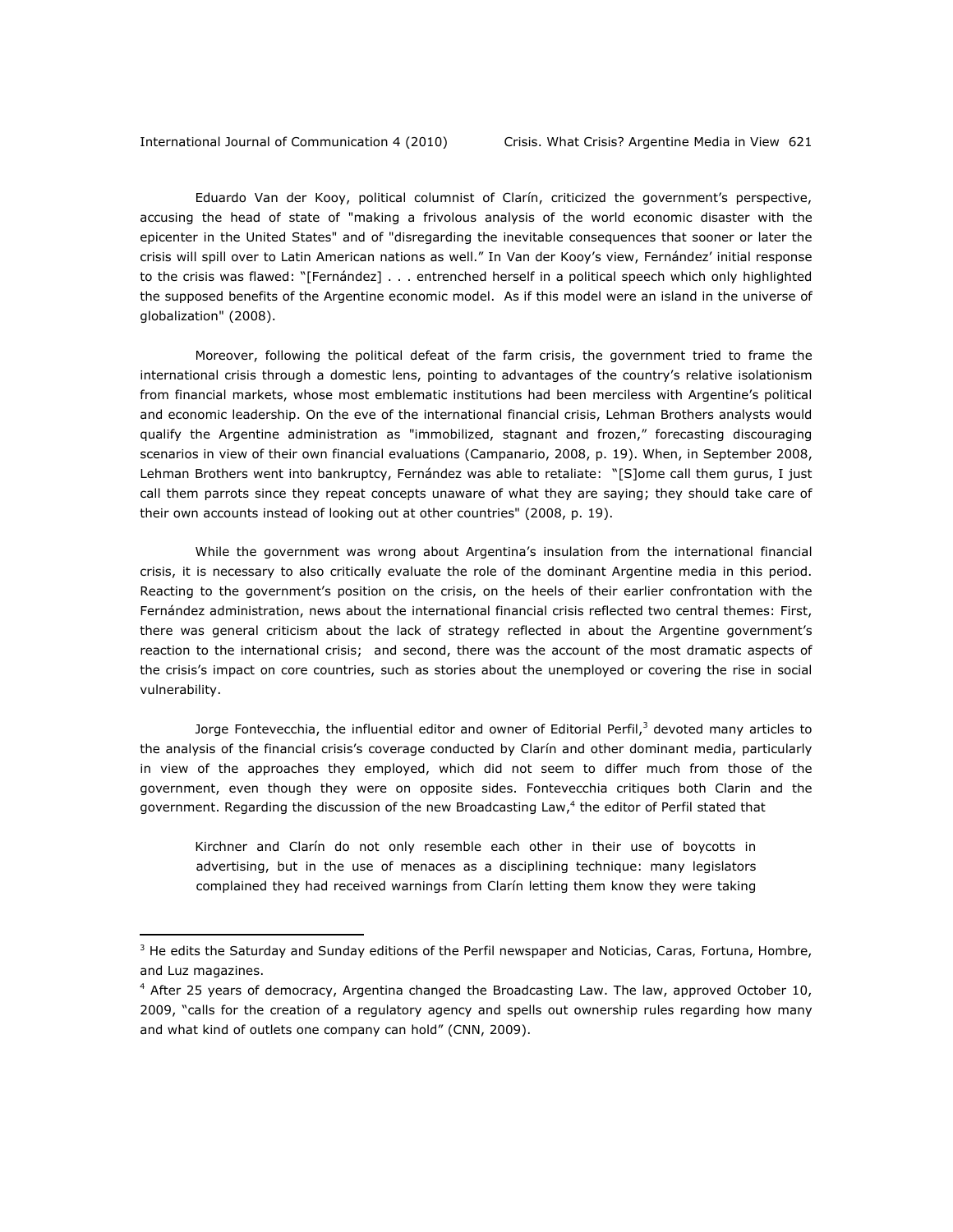Eduardo Van der Kooy, political columnist of Clarín, criticized the government's perspective, accusing the head of state of "making a frivolous analysis of the world economic disaster with the epicenter in the United States" and of "disregarding the inevitable consequences that sooner or later the crisis will spill over to Latin American nations as well." In Van der Kooy's view, Fernández' initial response to the crisis was flawed: "[Fernández] . . . entrenched herself in a political speech which only highlighted the supposed benefits of the Argentine economic model. As if this model were an island in the universe of globalization" (2008).

Moreover, following the political defeat of the farm crisis, the government tried to frame the international crisis through a domestic lens, pointing to advantages of the country's relative isolationism from financial markets, whose most emblematic institutions had been merciless with Argentine's political and economic leadership. On the eve of the international financial crisis, Lehman Brothers analysts would qualify the Argentine administration as "immobilized, stagnant and frozen," forecasting discouraging scenarios in view of their own financial evaluations (Campanario, 2008, p. 19). When, in September 2008, Lehman Brothers went into bankruptcy, Fernández was able to retaliate: "[S]ome call them gurus, I just call them parrots since they repeat concepts unaware of what they are saying; they should take care of their own accounts instead of looking out at other countries" (2008, p. 19).

While the government was wrong about Argentina's insulation from the international financial crisis, it is necessary to also critically evaluate the role of the dominant Argentine media in this period. Reacting to the government's position on the crisis, on the heels of their earlier confrontation with the Fernández administration, news about the international financial crisis reflected two central themes: First, there was general criticism about the lack of strategy reflected in about the Argentine government's reaction to the international crisis; and second, there was the account of the most dramatic aspects of the crisis's impact on core countries, such as stories about the unemployed or covering the rise in social vulnerability.

Jorge Fontevecchia, the influential editor and owner of Editorial Perfil,[3] devoted many articles to the analysis of the financial crisis's coverage conducted by Clarín and other dominant media, particularly in view of the approaches they employed, which did not seem to differ much from those of the government, even though they were on opposite sides. Fontevecchia critiques both Clarin and the government. Regarding the discussion of the new Broadcasting Law,[4] the editor of Perfil stated that

> Kirchner and Clarín do not only resemble each other in their use of boycotts in advertising, but in the use of menaces as a disciplining technique: many legislators complained they had received warnings from Clarín letting them know they were taking

---

[3] He edits the Saturday and Sunday editions of the Perfil newspaper and Noticias, Caras, Fortuna, Hombre, and Luz magazines.

[4] After 25 years of democracy, Argentina changed the Broadcasting Law. The law, approved October 10, 2009, "calls for the creation of a regulatory agency and spells out ownership rules regarding how many and what kind of outlets one company can hold" (CNN, 2009).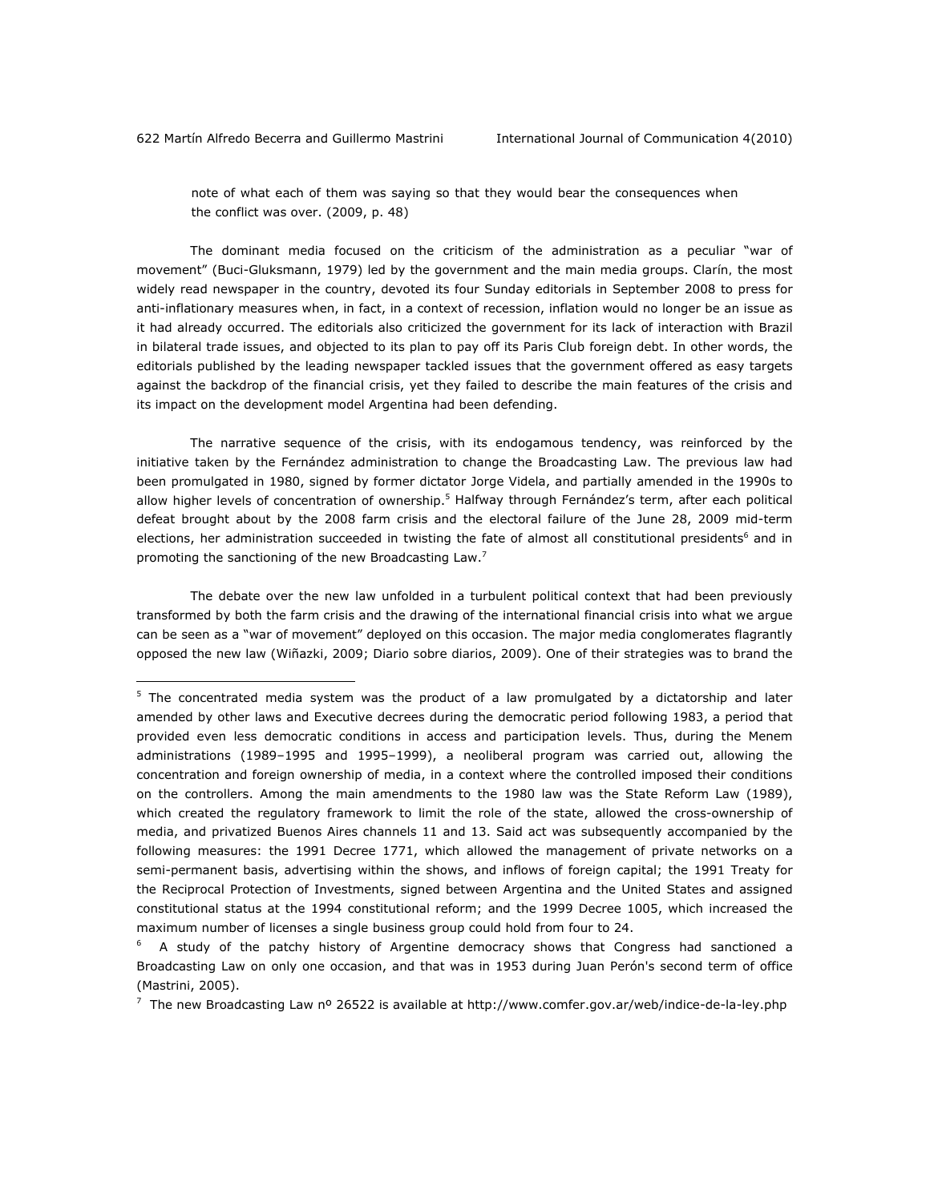note of what each of them was saying so that they would bear the consequences when the conflict was over. (2009, p. 48)

The dominant media focused on the criticism of the administration as a peculiar "war of movement" (Buci-Gluksmann, 1979) led by the government and the main media groups. *Clarín,* the most widely read newspaper in the country, devoted its four Sunday editorials in September 2008 to press for anti-inflationary measures when, in fact, in a context of recession, inflation would no longer be an issue as it had already occurred. The editorials also criticized the government for its lack of interaction with Brazil in bilateral trade issues, and objected to its plan to pay off its Paris Club foreign debt. In other words, the editorials published by the leading newspaper tackled issues that the government offered as easy targets against the backdrop of the financial crisis, yet they failed to describe the main features of the crisis and its impact on the development model Argentina had been defending.

The narrative sequence of the crisis, with its endogamous tendency, was reinforced by the initiative taken by the Fernández administration to change the Broadcasting Law. The previous law had been promulgated in 1980, signed by former dictator Jorge Videla, and partially amended in the 1990s to allow higher levels of concentration of ownership.[5] Halfway through Fernández's term, after each political defeat brought about by the 2008 farm crisis and the electoral failure of the June 28, 2009 mid-term elections, her administration succeeded in twisting the fate of almost all constitutional presidents[6] and in promoting the sanctioning of the new Broadcasting Law.[7]

The debate over the new law unfolded in a turbulent political context that had been previously transformed by both the farm crisis and the drawing of the international financial crisis into what we argue can be seen as a "war of movement" deployed on this occasion. The major media conglomerates flagrantly opposed the new law (Wiñazki, 2009; Diario sobre diarios, 2009). One of their strategies was to brand the

---

[5] The concentrated media system was the product of a law promulgated by a dictatorship and later amended by other laws and Executive decrees during the democratic period following 1983, a period that provided even less democratic conditions in access and participation levels. Thus, during the Menem administrations (1989–1995 and 1995–1999), a neoliberal program was carried out, allowing the concentration and foreign ownership of media, in a context where the controlled imposed their conditions on the controllers. Among the main amendments to the 1980 law was the State Reform Law (1989), which created the regulatory framework to limit the role of the state, allowed the cross-ownership of media, and privatized Buenos Aires channels 11 and 13. Said act was subsequently accompanied by the following measures: the 1991 Decree 1771, which allowed the management of private networks on a semi-permanent basis, advertising within the shows, and inflows of foreign capital; the 1991 Treaty for the Reciprocal Protection of Investments, signed between Argentina and the United States and assigned constitutional status at the 1994 constitutional reform; and the 1999 Decree 1005, which increased the maximum number of licenses a single business group could hold from four to 24.

[6] A study of the patchy history of Argentine democracy shows that Congress had sanctioned a Broadcasting Law on only one occasion, and that was in 1953 during Juan Perón's second term of office (Mastrini, 2005).

[7] The new Broadcasting Law nº 26522 is available at http://www.comfer.gov.ar/web/indice-de-la-ley.php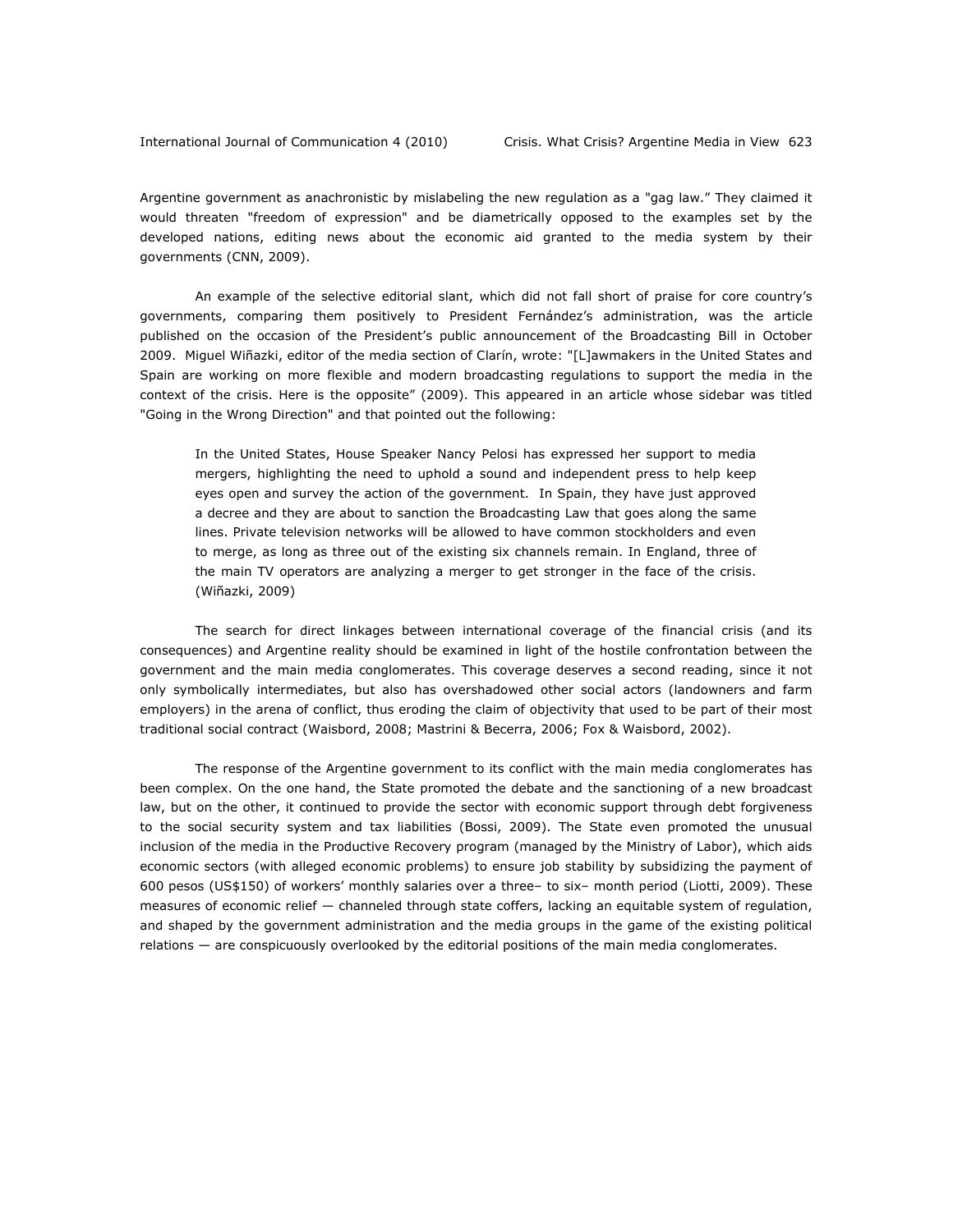Argentine government as anachronistic by mislabeling the new regulation as a "gag law." They claimed it would threaten "freedom of expression" and be diametrically opposed to the examples set by the developed nations, editing news about the economic aid granted to the media system by their governments (CNN, 2009).

An example of the selective editorial slant, which did not fall short of praise for core country's governments, comparing them positively to President Fernández's administration, was the article published on the occasion of the President's public announcement of the Broadcasting Bill in October 2009. Miguel Wiñazki, editor of the media section of Clarín, wrote: "[L]awmakers in the United States and Spain are working on more flexible and modern broadcasting regulations to support the media in the context of the crisis. Here is the opposite" (2009). This appeared in an article whose sidebar was titled "Going in the Wrong Direction" and that pointed out the following:

> In the United States, House Speaker Nancy Pelosi has expressed her support to media mergers, highlighting the need to uphold a sound and independent press to help keep eyes open and survey the action of the government. In Spain, they have just approved a decree and they are about to sanction the Broadcasting Law that goes along the same lines. Private television networks will be allowed to have common stockholders and even to merge, as long as three out of the existing six channels remain. In England, three of the main TV operators are analyzing a merger to get stronger in the face of the crisis. (Wiñazki, 2009)

The search for direct linkages between international coverage of the financial crisis (and its consequences) and Argentine reality should be examined in light of the hostile confrontation between the government and the main media conglomerates. This coverage deserves a second reading, since it not only symbolically intermediates, but also has overshadowed other social actors (landowners and farm employers) in the arena of conflict, thus eroding the claim of objectivity that used to be part of their most traditional social contract (Waisbord, 2008; Mastrini & Becerra, 2006; Fox & Waisbord, 2002).

The response of the Argentine government to its conflict with the main media conglomerates has been complex. On the one hand, the State promoted the debate and the sanctioning of a new broadcast law, but on the other, it continued to provide the sector with economic support through debt forgiveness to the social security system and tax liabilities (Bossi, 2009). The State even promoted the unusual inclusion of the media in the Productive Recovery program (managed by the Ministry of Labor), which aids economic sectors (with alleged economic problems) to ensure job stability by subsidizing the payment of 600 pesos (US$150) of workers' monthly salaries over a three– to six– month period (Liotti, 2009). These measures of economic relief — channeled through state coffers, lacking an equitable system of regulation, and shaped by the government administration and the media groups in the game of the existing political relations — are conspicuously overlooked by the editorial positions of the main media conglomerates.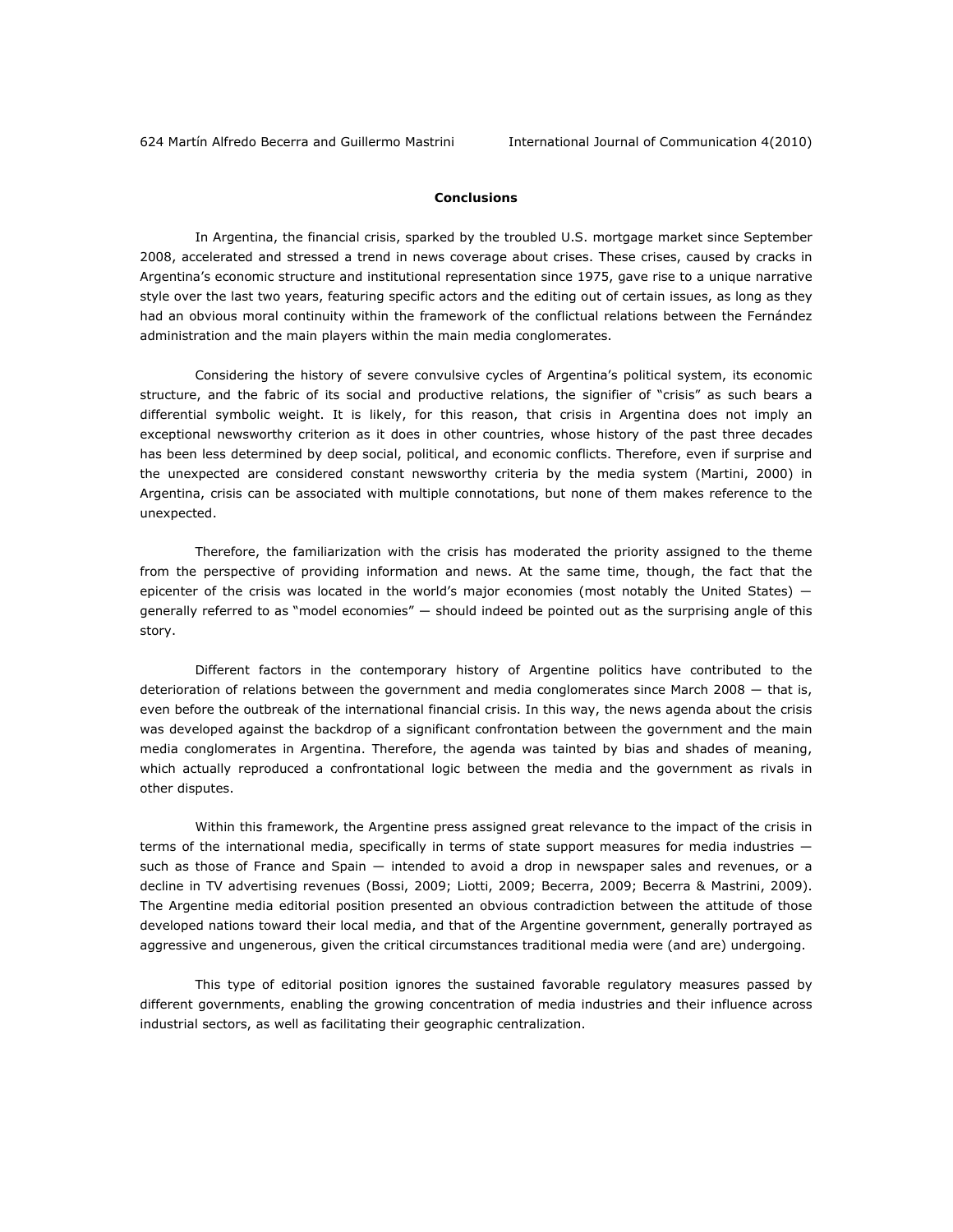## Conclusions

In Argentina, the financial crisis, sparked by the troubled U.S. mortgage market since September 2008, accelerated and stressed a trend in news coverage about crises. These crises, caused by cracks in Argentina's economic structure and institutional representation since 1975, gave rise to a unique narrative style over the last two years, featuring specific actors and the editing out of certain issues, as long as they had an obvious moral continuity within the framework of the conflictual relations between the Fernández administration and the main players within the main media conglomerates.

Considering the history of severe convulsive cycles of Argentina's political system, its economic structure, and the fabric of its social and productive relations, the signifier of "crisis" as such bears a differential symbolic weight. It is likely, for this reason, that crisis in Argentina does not imply an exceptional newsworthy criterion as it does in other countries, whose history of the past three decades has been less determined by deep social, political, and economic conflicts. Therefore, even if surprise and the unexpected are considered constant newsworthy criteria by the media system (Martini, 2000) in Argentina, crisis can be associated with multiple connotations, but none of them makes reference to the unexpected.

Therefore, the familiarization with the crisis has moderated the priority assigned to the theme from the perspective of providing information and news. At the same time, though, the fact that the epicenter of the crisis was located in the world's major economies (most notably the United States) — generally referred to as "model economies" — should indeed be pointed out as the surprising angle of this story.

Different factors in the contemporary history of Argentine politics have contributed to the deterioration of relations between the government and media conglomerates since March 2008 — that is, even before the outbreak of the international financial crisis. In this way, the news agenda about the crisis was developed against the backdrop of a significant confrontation between the government and the main media conglomerates in Argentina. Therefore, the agenda was tainted by bias and shades of meaning, which actually reproduced a confrontational logic between the media and the government as rivals in other disputes.

Within this framework, the Argentine press assigned great relevance to the impact of the crisis in terms of the international media, specifically in terms of state support measures for media industries — such as those of France and Spain — intended to avoid a drop in newspaper sales and revenues, or a decline in TV advertising revenues (Bossi, 2009; Liotti, 2009; Becerra, 2009; Becerra & Mastrini, 2009). The Argentine media editorial position presented an obvious contradiction between the attitude of those developed nations toward their local media, and that of the Argentine government, generally portrayed as aggressive and ungenerous, given the critical circumstances traditional media were (and are) undergoing.

This type of editorial position ignores the sustained favorable regulatory measures passed by different governments, enabling the growing concentration of media industries and their influence across industrial sectors, as well as facilitating their geographic centralization.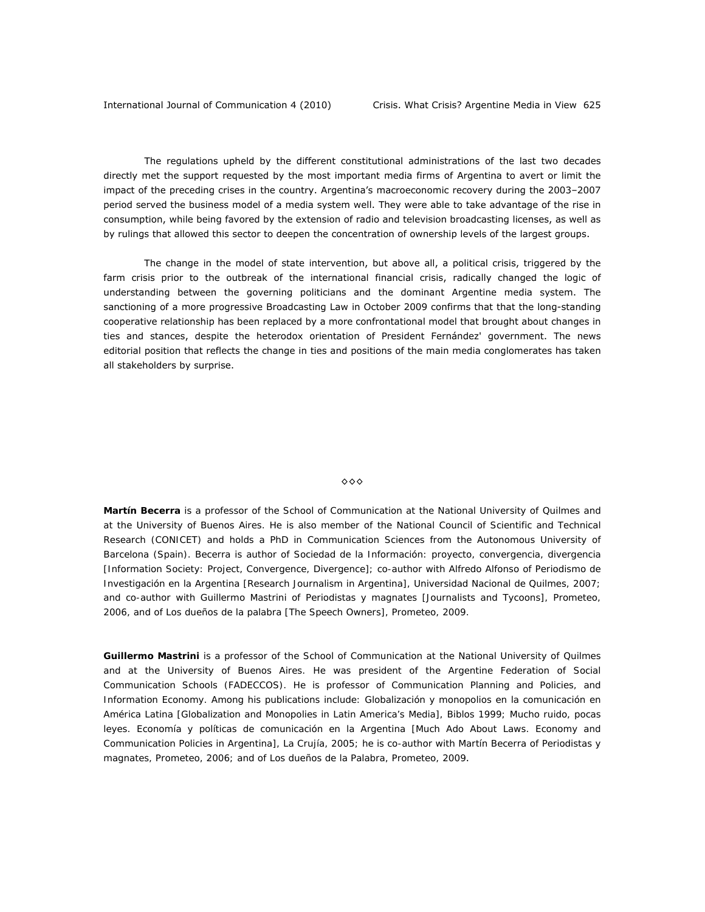The regulations upheld by the different constitutional administrations of the last two decades directly met the support requested by the most important media firms of Argentina to avert or limit the impact of the preceding crises in the country. Argentina's macroeconomic recovery during the 2003–2007 period served the business model of a media system well. They were able to take advantage of the rise in consumption, while being favored by the extension of radio and television broadcasting licenses, as well as by rulings that allowed this sector to deepen the concentration of ownership levels of the largest groups.

The change in the model of state intervention, but above all, a political crisis, triggered by the farm crisis prior to the outbreak of the international financial crisis, radically changed the logic of understanding between the governing politicians and the dominant Argentine media system. The sanctioning of a more progressive Broadcasting Law in October 2009 confirms that that the long-standing cooperative relationship has been replaced by a more confrontational model that brought about changes in ties and stances, despite the heterodox orientation of President Fernández' government. The news editorial position that reflects the change in ties and positions of the main media conglomerates has taken all stakeholders by surprise.

◇◇◇

**Martín Becerra** is a professor of the School of Communication at the National University of Quilmes and at the University of Buenos Aires. He is also member of the National Council of Scientific and Technical Research (CONICET) and holds a PhD in Communication Sciences from the Autonomous University of Barcelona (Spain). Becerra is author of *Sociedad de la Información: proyecto, convergencia, divergencia* [Information Society: Project, Convergence, Divergence]; co-author with Alfredo Alfonso of *Periodismo de Investigación en la Argentina* [Research Journalism in Argentina], Universidad Nacional de Quilmes, 2007; and co-author with Guillermo Mastrini of *Periodistas y magnates* [Journalists and Tycoons], Prometeo, 2006, and of *Los dueños de la palabra* [The Speech Owners], Prometeo, 2009.

**Guillermo Mastrini** is a professor of the School of Communication at the National University of Quilmes and at the University of Buenos Aires. He was president of the Argentine Federation of Social Communication Schools (FADECCOS). He is professor of Communication Planning and Policies, and Information Economy. Among his publications include: *Globalización y monopolios en la comunicación en América Latina* [Globalization and Monopolies in Latin America's Media], Biblos 1999; *Mucho ruido, pocas leyes. Economía y políticas de comunicación en la Argentina* [Much Ado About Laws. Economy and Communication Policies in Argentina], La Crujía, 2005; he is co-author with Martín Becerra of *Periodistas y magnates*, Prometeo, 2006; and of *Los dueños de la Palabra*, Prometeo, 2009.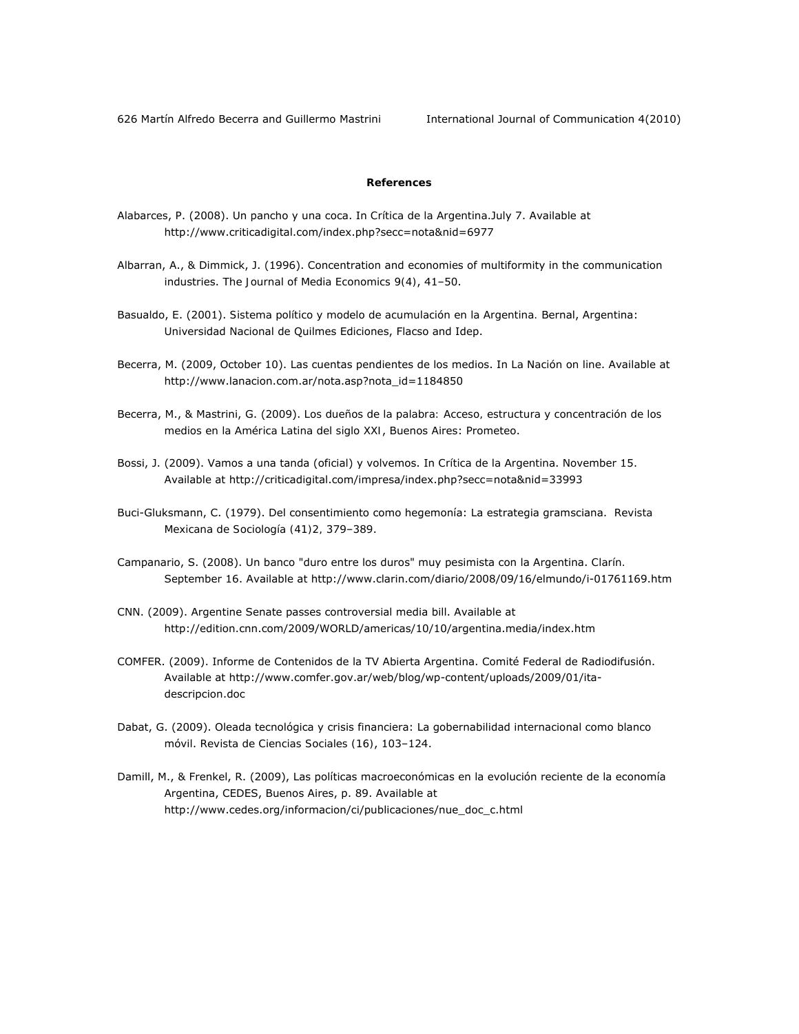## References

Alabarces, P. (2008). Un pancho y una coca. In Crítica de la Argentina.July 7. Available at http://www.criticadigital.com/index.php?secc=nota&nid=6977

Albarran, A., & Dimmick, J. (1996). Concentration and economies of multiformity in the communication industries. The Journal of Media Economics 9(4), 41–50.

Basualdo, E. (2001). Sistema político y modelo de acumulación en la Argentina. Bernal, Argentina: Universidad Nacional de Quilmes Ediciones, Flacso and Idep.

Becerra, M. (2009, October 10). Las cuentas pendientes de los medios. In La Nación on line. Available at http://www.lanacion.com.ar/nota.asp?nota_id=1184850

Becerra, M., & Mastrini, G. (2009). Los dueños de la palabra: Acceso, estructura y concentración de los medios en la América Latina del siglo XXI, Buenos Aires: Prometeo.

Bossi, J. (2009). Vamos a una tanda (oficial) y volvemos. In Crítica de la Argentina. November 15. Available at http://criticadigital.com/impresa/index.php?secc=nota&nid=33993

Buci-Gluksmann, C. (1979). Del consentimiento como hegemonía: La estrategia gramsciana. Revista Mexicana de Sociología (41)2, 379–389.

Campanario, S. (2008). Un banco "duro entre los duros" muy pesimista con la Argentina. Clarín. September 16. Available at http://www.clarin.com/diario/2008/09/16/elmundo/i-01761169.htm

CNN. (2009). Argentine Senate passes controversial media bill. Available at http://edition.cnn.com/2009/WORLD/americas/10/10/argentina.media/index.htm

COMFER. (2009). Informe de Contenidos de la TV Abierta Argentina. Comité Federal de Radiodifusión. Available at http://www.comfer.gov.ar/web/blog/wp-content/uploads/2009/01/ita-descripcion.doc

Dabat, G. (2009). Oleada tecnológica y crisis financiera: La gobernabilidad internacional como blanco móvil. Revista de Ciencias Sociales (16), 103–124.

Damill, M., & Frenkel, R. (2009), Las políticas macroeconómicas en la evolución reciente de la economía Argentina, CEDES, Buenos Aires, p. 89. Available at http://www.cedes.org/informacion/ci/publicaciones/nue_doc_c.html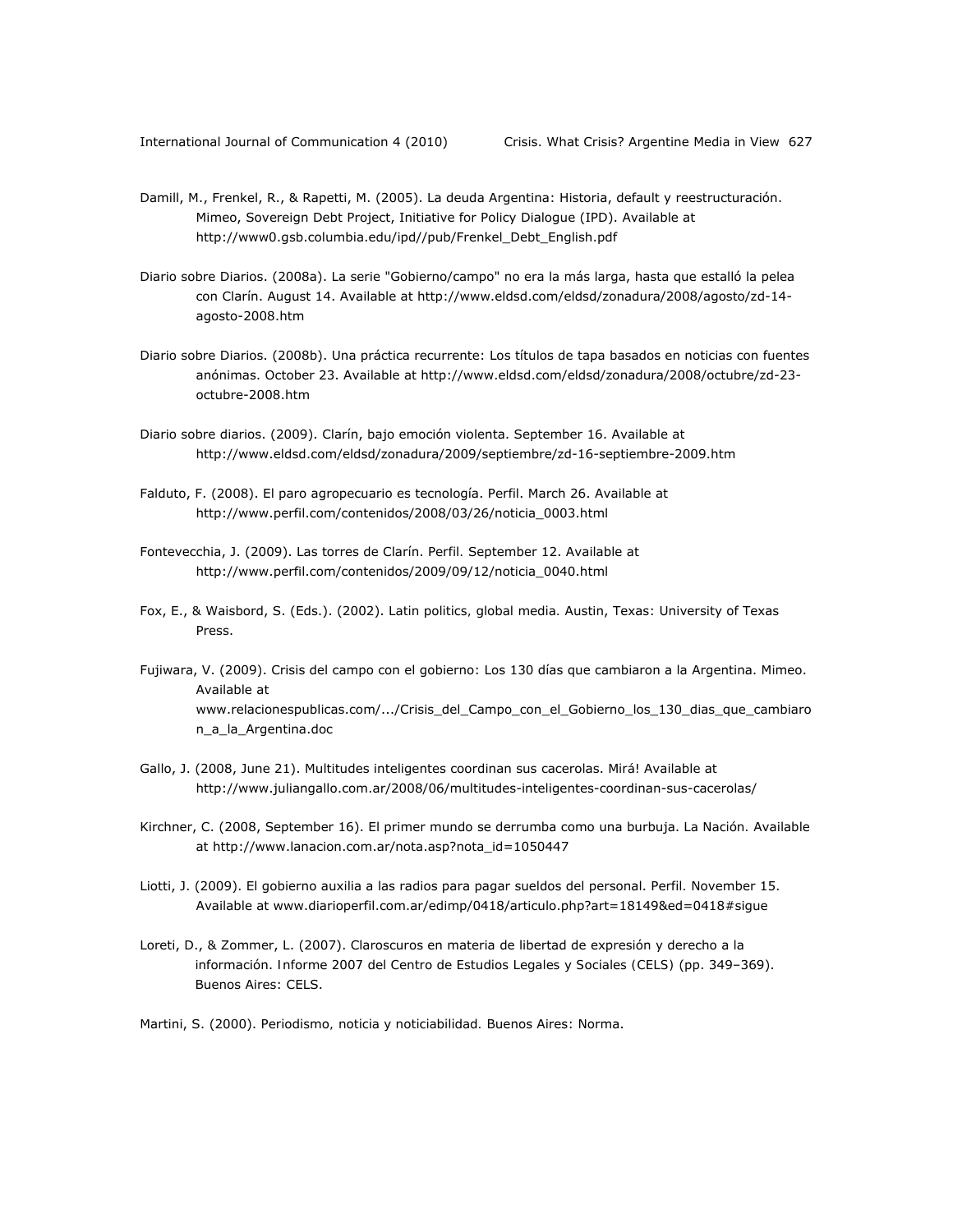Damill, M., Frenkel, R., & Rapetti, M. (2005). La deuda Argentina: Historia, default y reestructuración. Mimeo, Sovereign Debt Project, Initiative for Policy Dialogue (IPD). Available at http://www0.gsb.columbia.edu/ipd//pub/Frenkel_Debt_English.pdf

Diario sobre Diarios. (2008a). La serie "Gobierno/campo" no era la más larga, hasta que estalló la pelea con Clarín. August 14. Available at http://www.eldsd.com/eldsd/zonadura/2008/agosto/zd-14-agosto-2008.htm

Diario sobre Diarios. (2008b). Una práctica recurrente: Los títulos de tapa basados en noticias con fuentes anónimas. October 23. Available at http://www.eldsd.com/eldsd/zonadura/2008/octubre/zd-23-octubre-2008.htm

Diario sobre diarios. (2009). Clarín, bajo emoción violenta. September 16. Available at http://www.eldsd.com/eldsd/zonadura/2009/septiembre/zd-16-septiembre-2009.htm

Falduto, F. (2008). El paro agropecuario es tecnología. Perfil. March 26. Available at http://www.perfil.com/contenidos/2008/03/26/noticia_0003.html

Fontevecchia, J. (2009). Las torres de Clarín. Perfil. September 12. Available at http://www.perfil.com/contenidos/2009/09/12/noticia_0040.html

Fox, E., & Waisbord, S. (Eds.). (2002). Latin politics, global media. Austin, Texas: University of Texas Press.

Fujiwara, V. (2009). Crisis del campo con el gobierno: Los 130 días que cambiaron a la Argentina. Mimeo. Available at www.relacionespublicas.com/.../Crisis_del_Campo_con_el_Gobierno_los_130_dias_que_cambiaron_a_la_Argentina.doc

Gallo, J. (2008, June 21). Multitudes inteligentes coordinan sus cacerolas. Mirá! Available at http://www.juliangallo.com.ar/2008/06/multitudes-inteligentes-coordinan-sus-cacerolas/

Kirchner, C. (2008, September 16). El primer mundo se derrumba como una burbuja. La Nación. Available at http://www.lanacion.com.ar/nota.asp?nota_id=1050447

Liotti, J. (2009). El gobierno auxilia a las radios para pagar sueldos del personal. Perfil. November 15. Available at www.diarioperfil.com.ar/edimp/0418/articulo.php?art=18149&ed=0418#sigue

Loreti, D., & Zommer, L. (2007). Claroscuros en materia de libertad de expresión y derecho a la información. Informe 2007 del Centro de Estudios Legales y Sociales (CELS) (pp. 349–369). Buenos Aires: CELS.

Martini, S. (2000). Periodismo, noticia y noticiabilidad. Buenos Aires: Norma.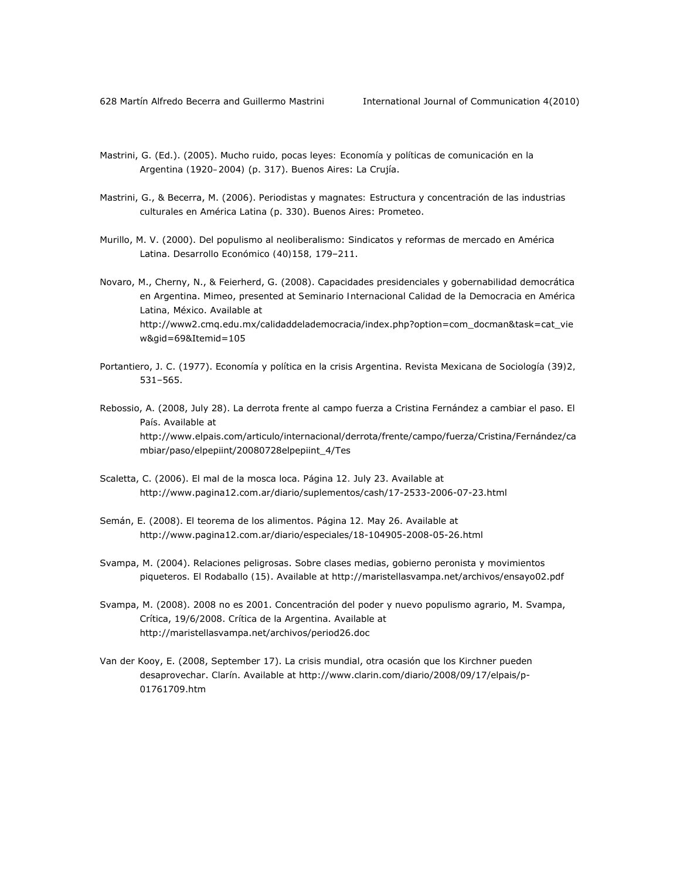Mastrini, G. (Ed.). (2005). Mucho ruido, pocas leyes: Economía y políticas de comunicación en la Argentina (1920–2004) (p. 317). Buenos Aires: La Crujía.

Mastrini, G., & Becerra, M. (2006). Periodistas y magnates: Estructura y concentración de las industrias culturales en América Latina (p. 330). Buenos Aires: Prometeo.

Murillo, M. V. (2000). Del populismo al neoliberalismo: Sindicatos y reformas de mercado en América Latina. Desarrollo Económico (40)158, 179–211.

Novaro, M., Cherny, N., & Feierherd, G. (2008). Capacidades presidenciales y gobernabilidad democrática en Argentina. Mimeo, presented at Seminario Internacional Calidad de la Democracia en América Latina, México. Available at http://www2.cmq.edu.mx/calidaddelademocracia/index.php?option=com_docman&task=cat_view&gid=69&Itemid=105

Portantiero, J. C. (1977). Economía y política en la crisis Argentina. Revista Mexicana de Sociología (39)2, 531–565.

Rebossio, A. (2008, July 28). La derrota frente al campo fuerza a Cristina Fernández a cambiar el paso. El País. Available at http://www.elpais.com/articulo/internacional/derrota/frente/campo/fuerza/Cristina/Fernández/cambiar/paso/elpepiint/20080728elpepiint_4/Tes

Scaletta, C. (2006). El mal de la mosca loca. Página 12. July 23. Available at http://www.pagina12.com.ar/diario/suplementos/cash/17-2533-2006-07-23.html

Semán, E. (2008). El teorema de los alimentos. Página 12. May 26. Available at http://www.pagina12.com.ar/diario/especiales/18-104905-2008-05-26.html

Svampa, M. (2004). Relaciones peligrosas. Sobre clases medias, gobierno peronista y movimientos piqueteros. El Rodaballo (15). Available at http://maristellasvampa.net/archivos/ensayo02.pdf

Svampa, M. (2008). 2008 no es 2001. Concentración del poder y nuevo populismo agrario, M. Svampa, Crítica, 19/6/2008. Crítica de la Argentina. Available at http://maristellasvampa.net/archivos/period26.doc

Van der Kooy, E. (2008, September 17). La crisis mundial, otra ocasión que los Kirchner pueden desaprovechar. Clarín. Available at http://www.clarin.com/diario/2008/09/17/elpais/p-01761709.htm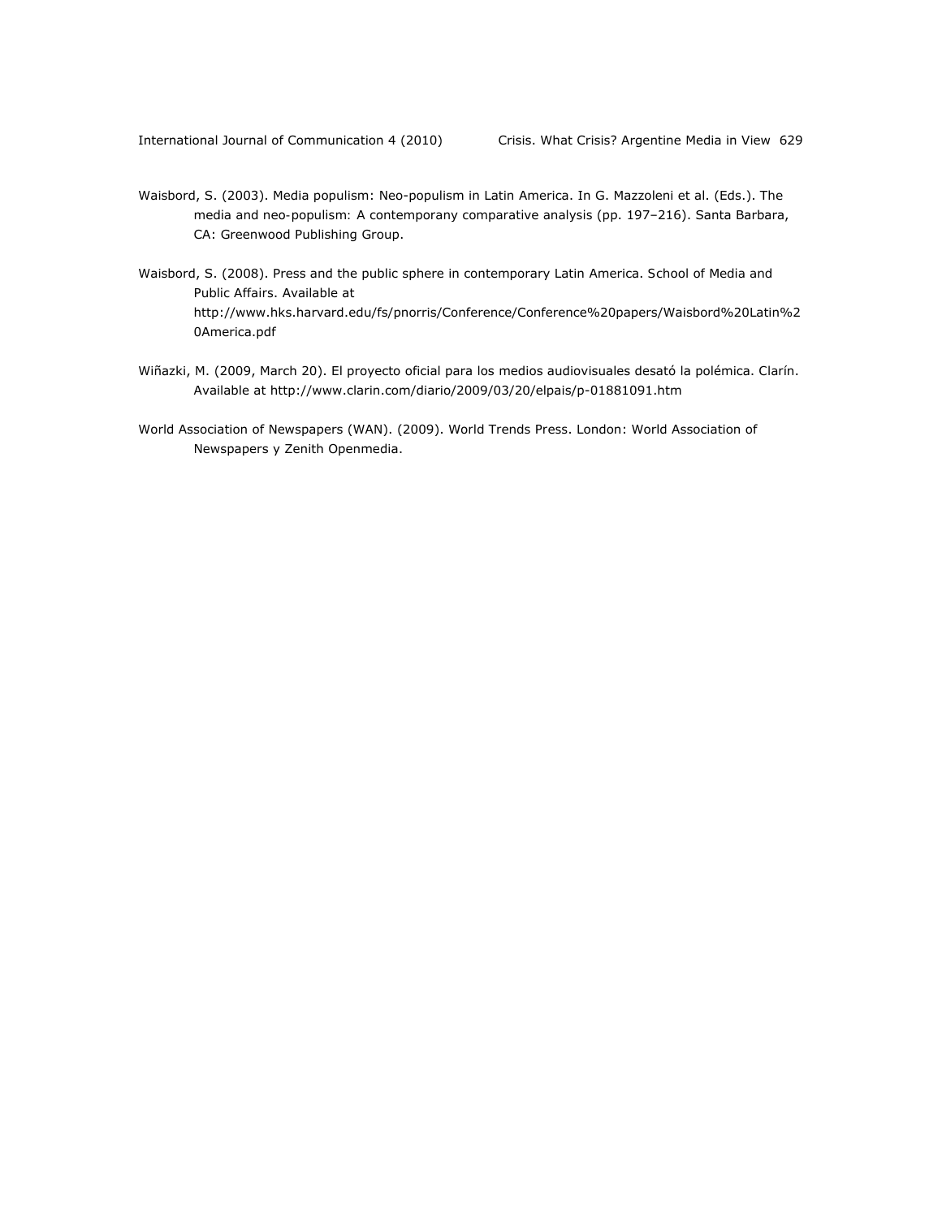Waisbord, S. (2003). Media populism: Neo-populism in Latin America. In G. Mazzoleni et al. (Eds.). The media and neo-populism: A contemporany comparative analysis (pp. 197–216). Santa Barbara, CA: Greenwood Publishing Group.

Waisbord, S. (2008). Press and the public sphere in contemporary Latin America. School of Media and Public Affairs. Available at http://www.hks.harvard.edu/fs/pnorris/Conference/Conference%20papers/Waisbord%20Latin%20America.pdf

Wiñazki, M. (2009, March 20). El proyecto oficial para los medios audiovisuales desató la polémica. Clarín. Available at http://www.clarin.com/diario/2009/03/20/elpais/p-01881091.htm

World Association of Newspapers (WAN). (2009). World Trends Press. London: World Association of Newspapers y Zenith Openmedia.